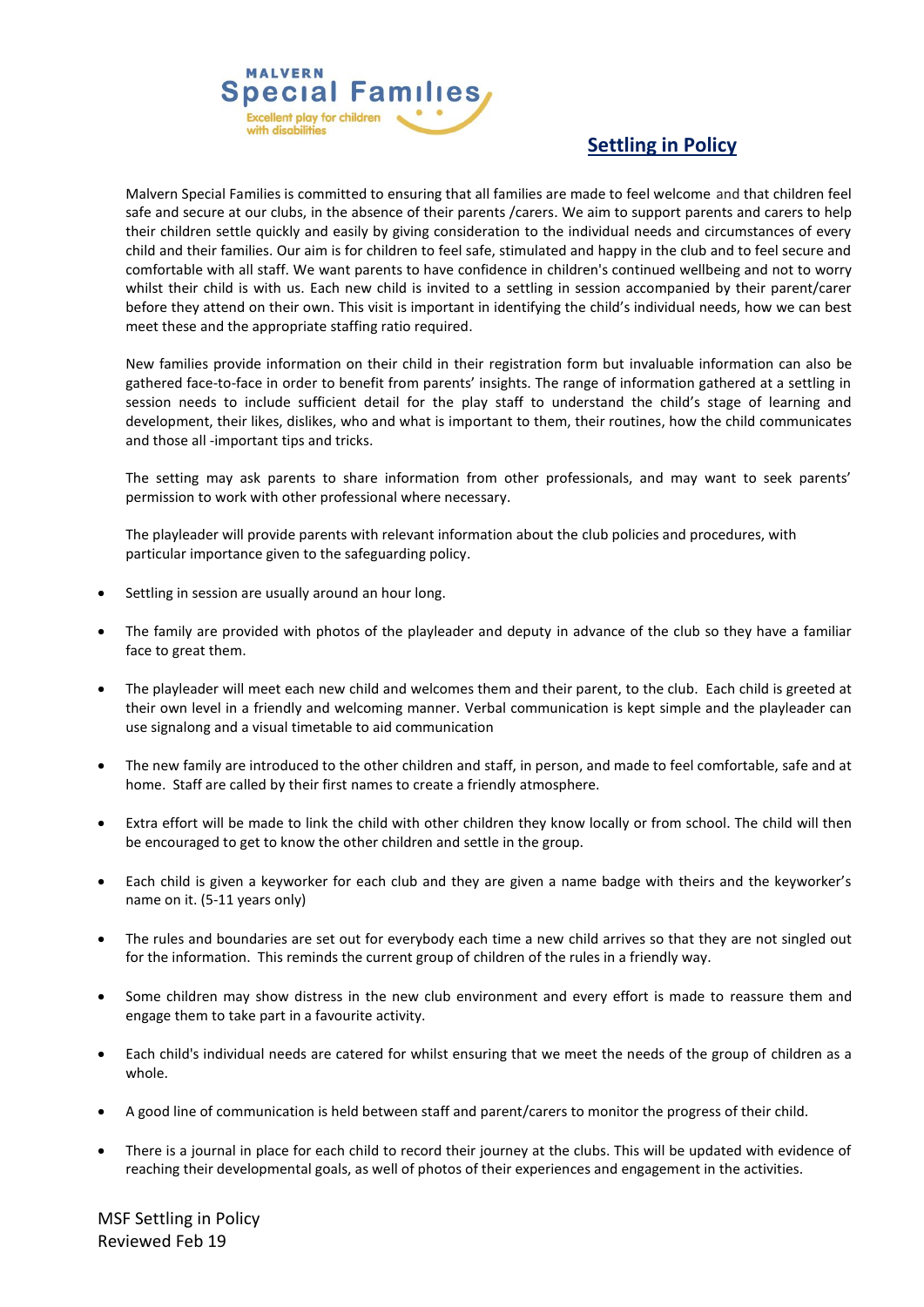MALVERN Special Families

Excellent play for children with disabilities

# Settling in Policy

Malvern Special Families is committed to ensuring that all families are made to feel welcome and that children feel safe and secure at our clubs, in the absence of their parents /carers. We aim to support parents and carers to help their children settle quickly and easily by giving consideration to the individual needs and circumstances of every child and their families. Our aim is for children to feel safe, stimulated and happy in the club and to feel secure and comfortable with all staff. We want parents to have confidence in children's continued wellbeing and not to worry whilst their child is with us. Each new child is invited to a settling in session accompanied by their parent/carer before they attend on their own. This visit is important in identifying the child's individual needs, how we can best meet these and the appropriate staffing ratio required.

New families provide information on their child in their registration form but invaluable information can also be gathered face-to-face in order to benefit from parents' insights. The range of information gathered at a settling in session needs to include sufficient detail for the play staff to understand the child's stage of learning and development, their likes, dislikes, who and what is important to them, their routines, how the child communicates and those all -important tips and tricks.

The setting may ask parents to share information from other professionals, and may want to seek parents' permission to work with other professional where necessary.

The playleader will provide parents with relevant information about the club policies and procedures, with particular importance given to the safeguarding policy.

- Settling in session are usually around an hour long.
- The family are provided with photos of the playleader and deputy in advance of the club so they have a familiar face to great them.
- The playleader will meet each new child and welcomes them and their parent, to the club. Each child is greeted at their own level in a friendly and welcoming manner. Verbal communication is kept simple and the playleader can use signalong and a visual timetable to aid communication
- The new family are introduced to the other children and staff, in person, and made to feel comfortable, safe and at home. Staff are called by their first names to create a friendly atmosphere.
- Extra effort will be made to link the child with other children they know locally or from school. The child will then be encouraged to get to know the other children and settle in the group.
- Each child is given a keyworker for each club and they are given a name badge with theirs and the keyworker's name on it. (5-11 years only)
- The rules and boundaries are set out for everybody each time a new child arrives so that they are not singled out for the information. This reminds the current group of children of the rules in a friendly way.
- Some children may show distress in the new club environment and every effort is made to reassure them and engage them to take part in a favourite activity.
- Each child's individual needs are catered for whilst ensuring that we meet the needs of the group of children as a whole.
- A good line of communication is held between staff and parent/carers to monitor the progress of their child.
- There is a journal in place for each child to record their journey at the clubs. This will be updated with evidence of reaching their developmental goals, as well of photos of their experiences and engagement in the activities.

MSF Settling in Policy
Reviewed Feb 19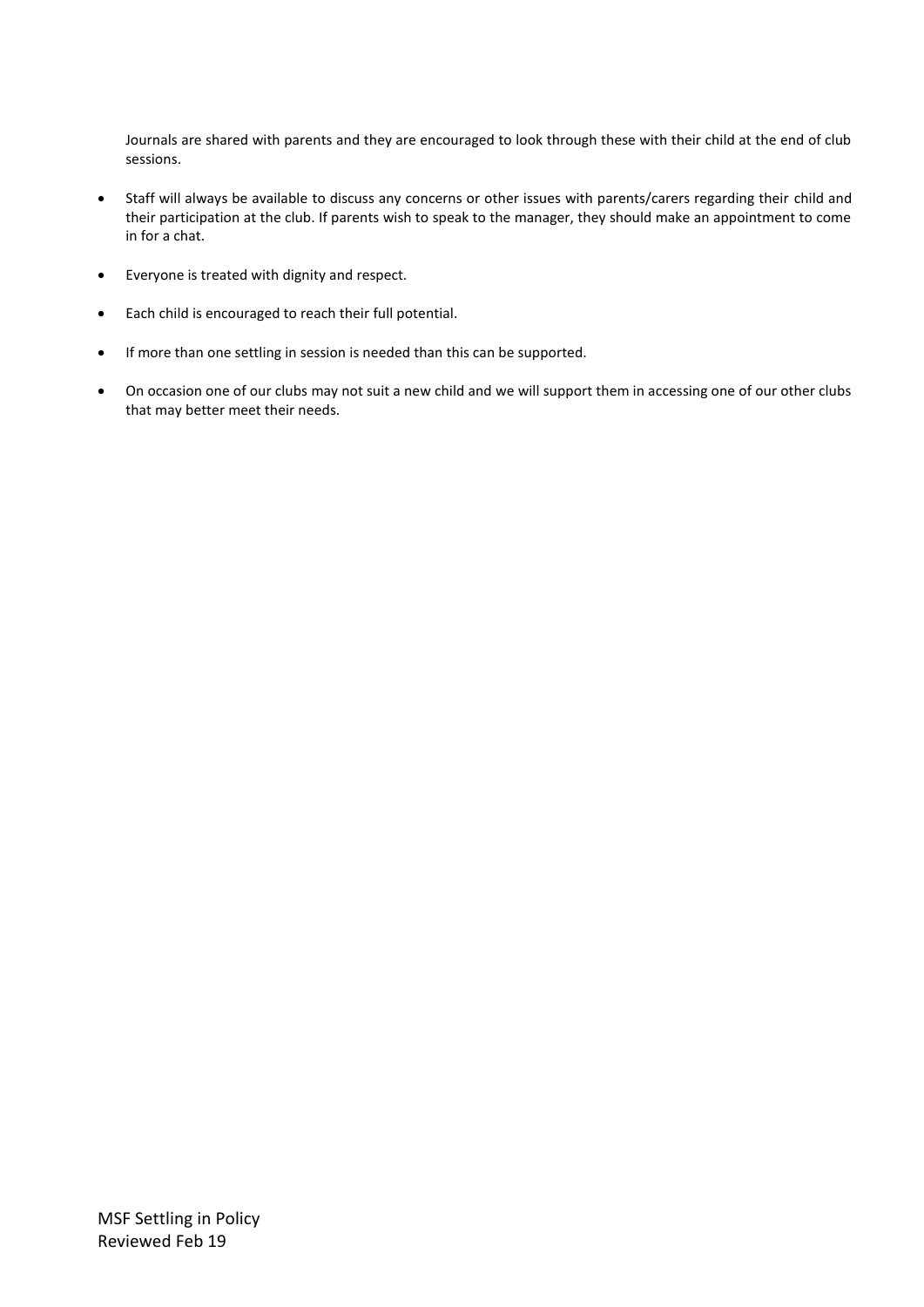Journals are shared with parents and they are encouraged to look through these with their child at the end of club sessions.

- Staff will always be available to discuss any concerns or other issues with parents/carers regarding their child and their participation at the club. If parents wish to speak to the manager, they should make an appointment to come in for a chat.
- Everyone is treated with dignity and respect.
- Each child is encouraged to reach their full potential.
- If more than one settling in session is needed than this can be supported.
- On occasion one of our clubs may not suit a new child and we will support them in accessing one of our other clubs that may better meet their needs.